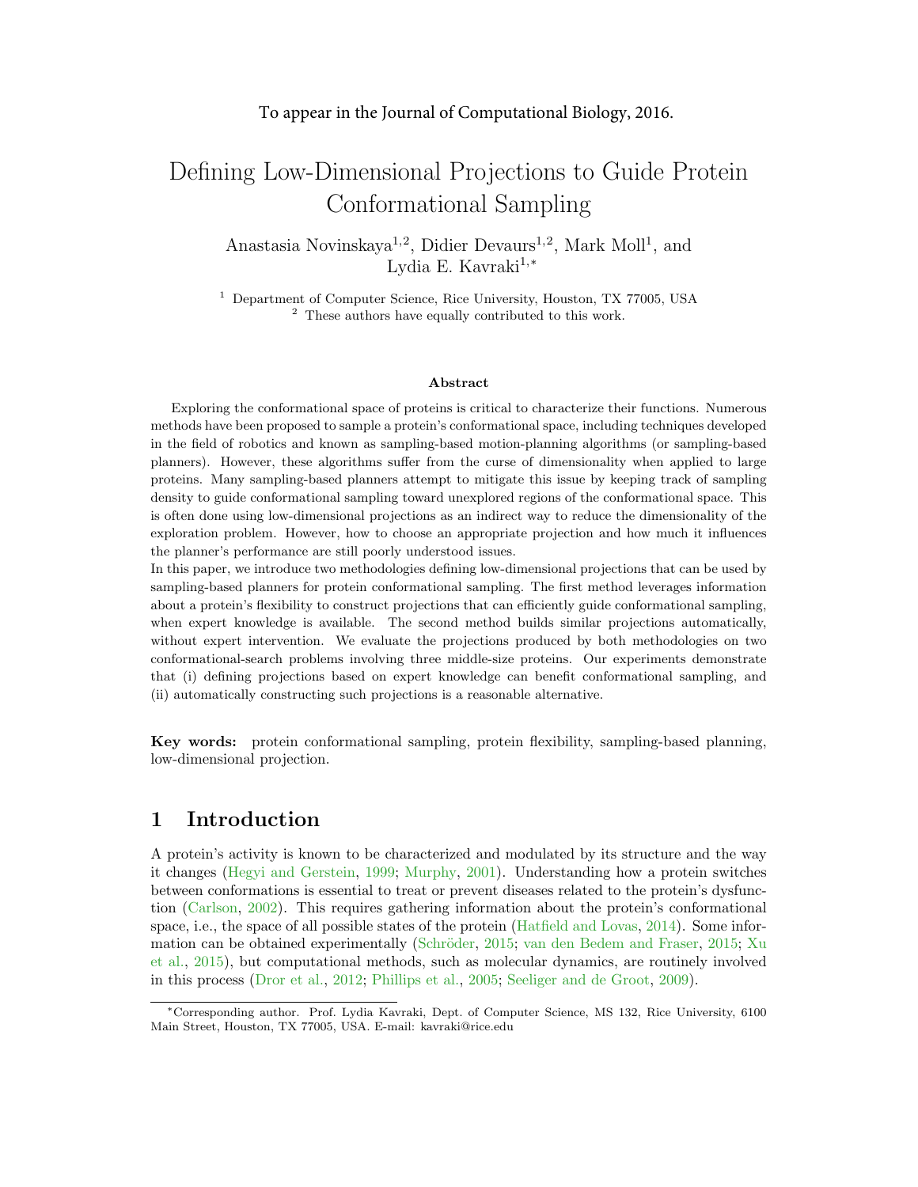To appear in the Journal of Computational Biology, 2016.

# Defining Low-Dimensional Projections to Guide Protein Conformational Sampling

Anastasia Novinskaya[1,2], Didier Devaurs[1,2], Mark Moll[1], and Lydia E. Kavraki[1,*]

[1] Department of Computer Science, Rice University, Houston, TX 77005, USA
[2] These authors have equally contributed to this work.

**Abstract**

Exploring the conformational space of proteins is critical to characterize their functions. Numerous methods have been proposed to sample a protein's conformational space, including techniques developed in the field of robotics and known as sampling-based motion-planning algorithms (or sampling-based planners). However, these algorithms suffer from the curse of dimensionality when applied to large proteins. Many sampling-based planners attempt to mitigate this issue by keeping track of sampling density to guide conformational sampling toward unexplored regions of the conformational space. This is often done using low-dimensional projections as an indirect way to reduce the dimensionality of the exploration problem. However, how to choose an appropriate projection and how much it influences the planner's performance are still poorly understood issues.

In this paper, we introduce two methodologies defining low-dimensional projections that can be used by sampling-based planners for protein conformational sampling. The first method leverages information about a protein's flexibility to construct projections that can efficiently guide conformational sampling, when expert knowledge is available. The second method builds similar projections automatically, without expert intervention. We evaluate the projections produced by both methodologies on two conformational-search problems involving three middle-size proteins. Our experiments demonstrate that (i) defining projections based on expert knowledge can benefit conformational sampling, and (ii) automatically constructing such projections is a reasonable alternative.

**Key words:** protein conformational sampling, protein flexibility, sampling-based planning, low-dimensional projection.

## 1 Introduction

A protein's activity is known to be characterized and modulated by its structure and the way it changes (Hegyi and Gerstein, 1999; Murphy, 2001). Understanding how a protein switches between conformations is essential to treat or prevent diseases related to the protein's dysfunction (Carlson, 2002). This requires gathering information about the protein's conformational space, i.e., the space of all possible states of the protein (Hatfield and Lovas, 2014). Some information can be obtained experimentally (Schröder, 2015; van den Bedem and Fraser, 2015; Xu et al., 2015), but computational methods, such as molecular dynamics, are routinely involved in this process (Dror et al., 2012; Phillips et al., 2005; Seeliger and de Groot, 2009).

*Corresponding author. Prof. Lydia Kavraki, Dept. of Computer Science, MS 132, Rice University, 6100 Main Street, Houston, TX 77005, USA. E-mail: kavraki@rice.edu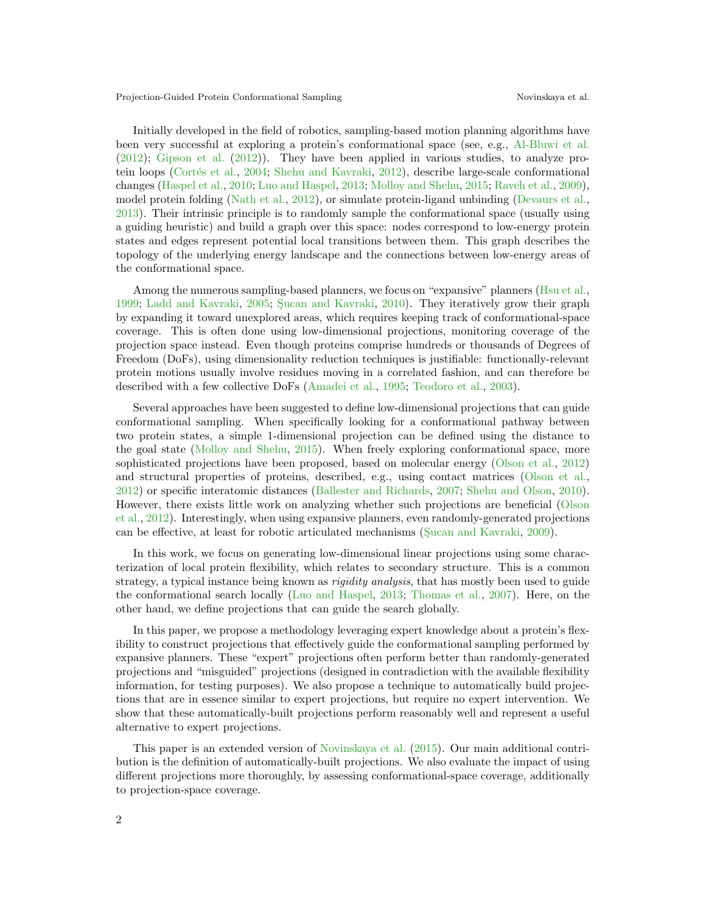Initially developed in the field of robotics, sampling-based motion planning algorithms have been very successful at exploring a protein's conformational space (see, e.g., Al-Bluwi et al. (2012); Gipson et al. (2012)). They have been applied in various studies, to analyze protein loops (Cortés et al., 2004; Shehu and Kavraki, 2012), describe large-scale conformational changes (Haspel et al., 2010; Luo and Haspel, 2013; Molloy and Shehu, 2015; Raveh et al., 2009), model protein folding (Nath et al., 2012), or simulate protein-ligand unbinding (Devaurs et al., 2013). Their intrinsic principle is to randomly sample the conformational space (usually using a guiding heuristic) and build a graph over this space: nodes correspond to low-energy protein states and edges represent potential local transitions between them. This graph describes the topology of the underlying energy landscape and the connections between low-energy areas of the conformational space.

Among the numerous sampling-based planners, we focus on "expansive" planners (Hsu et al., 1999; Ladd and Kavraki, 2005; Şucan and Kavraki, 2010). They iteratively grow their graph by expanding it toward unexplored areas, which requires keeping track of conformational-space coverage. This is often done using low-dimensional projections, monitoring coverage of the projection space instead. Even though proteins comprise hundreds or thousands of Degrees of Freedom (DoFs), using dimensionality reduction techniques is justifiable: functionally-relevant protein motions usually involve residues moving in a correlated fashion, and can therefore be described with a few collective DoFs (Amadei et al., 1995; Teodoro et al., 2003).

Several approaches have been suggested to define low-dimensional projections that can guide conformational sampling. When specifically looking for a conformational pathway between two protein states, a simple 1-dimensional projection can be defined using the distance to the goal state (Molloy and Shehu, 2015). When freely exploring conformational space, more sophisticated projections have been proposed, based on molecular energy (Olson et al., 2012) and structural properties of proteins, described, e.g., using contact matrices (Olson et al., 2012) or specific interatomic distances (Ballester and Richards, 2007; Shehu and Olson, 2010). However, there exists little work on analyzing whether such projections are beneficial (Olson et al., 2012). Interestingly, when using expansive planners, even randomly-generated projections can be effective, at least for robotic articulated mechanisms (Şucan and Kavraki, 2009).

In this work, we focus on generating low-dimensional linear projections using some characterization of local protein flexibility, which relates to secondary structure. This is a common strategy, a typical instance being known as *rigidity analysis*, that has mostly been used to guide the conformational search locally (Luo and Haspel, 2013; Thomas et al., 2007). Here, on the other hand, we define projections that can guide the search globally.

In this paper, we propose a methodology leveraging expert knowledge about a protein's flexibility to construct projections that effectively guide the conformational sampling performed by expansive planners. These "expert" projections often perform better than randomly-generated projections and "misguided" projections (designed in contradiction with the available flexibility information, for testing purposes). We also propose a technique to automatically build projections that are in essence similar to expert projections, but require no expert intervention. We show that these automatically-built projections perform reasonably well and represent a useful alternative to expert projections.

This paper is an extended version of Novinskaya et al. (2015). Our main additional contribution is the definition of automatically-built projections. We also evaluate the impact of using different projections more thoroughly, by assessing conformational-space coverage, additionally to projection-space coverage.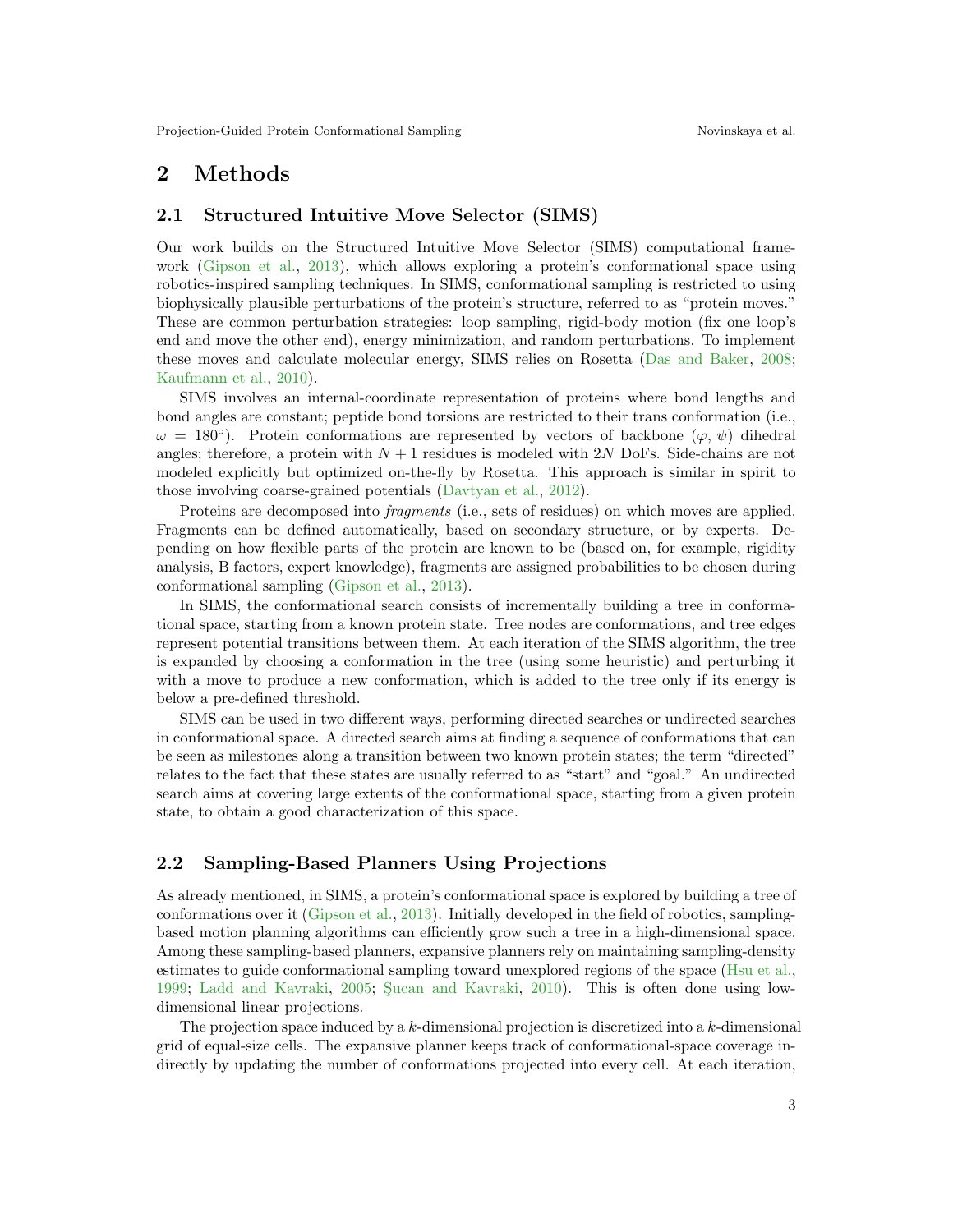## 2 Methods

### 2.1 Structured Intuitive Move Selector (SIMS)

Our work builds on the Structured Intuitive Move Selector (SIMS) computational framework (Gipson et al., 2013), which allows exploring a protein's conformational space using robotics-inspired sampling techniques. In SIMS, conformational sampling is restricted to using biophysically plausible perturbations of the protein's structure, referred to as "protein moves." These are common perturbation strategies: loop sampling, rigid-body motion (fix one loop's end and move the other end), energy minimization, and random perturbations. To implement these moves and calculate molecular energy, SIMS relies on Rosetta (Das and Baker, 2008; Kaufmann et al., 2010).

SIMS involves an internal-coordinate representation of proteins where bond lengths and bond angles are constant; peptide bond torsions are restricted to their trans conformation (i.e., $\omega = 180°$). Protein conformations are represented by vectors of backbone ($\varphi$, $\psi$) dihedral angles; therefore, a protein with $N + 1$ residues is modeled with $2N$ DoFs. Side-chains are not modeled explicitly but optimized on-the-fly by Rosetta. This approach is similar in spirit to those involving coarse-grained potentials (Davtyan et al., 2012).

Proteins are decomposed into *fragments* (i.e., sets of residues) on which moves are applied. Fragments can be defined automatically, based on secondary structure, or by experts. Depending on how flexible parts of the protein are known to be (based on, for example, rigidity analysis, B factors, expert knowledge), fragments are assigned probabilities to be chosen during conformational sampling (Gipson et al., 2013).

In SIMS, the conformational search consists of incrementally building a tree in conformational space, starting from a known protein state. Tree nodes are conformations, and tree edges represent potential transitions between them. At each iteration of the SIMS algorithm, the tree is expanded by choosing a conformation in the tree (using some heuristic) and perturbing it with a move to produce a new conformation, which is added to the tree only if its energy is below a pre-defined threshold.

SIMS can be used in two different ways, performing directed searches or undirected searches in conformational space. A directed search aims at finding a sequence of conformations that can be seen as milestones along a transition between two known protein states; the term "directed" relates to the fact that these states are usually referred to as "start" and "goal." An undirected search aims at covering large extents of the conformational space, starting from a given protein state, to obtain a good characterization of this space.

### 2.2 Sampling-Based Planners Using Projections

As already mentioned, in SIMS, a protein's conformational space is explored by building a tree of conformations over it (Gipson et al., 2013). Initially developed in the field of robotics, sampling-based motion planning algorithms can efficiently grow such a tree in a high-dimensional space. Among these sampling-based planners, expansive planners rely on maintaining sampling-density estimates to guide conformational sampling toward unexplored regions of the space (Hsu et al., 1999; Ladd and Kavraki, 2005; Şucan and Kavraki, 2010). This is often done using low-dimensional linear projections.

The projection space induced by a $k$-dimensional projection is discretized into a $k$-dimensional grid of equal-size cells. The expansive planner keeps track of conformational-space coverage indirectly by updating the number of conformations projected into every cell. At each iteration,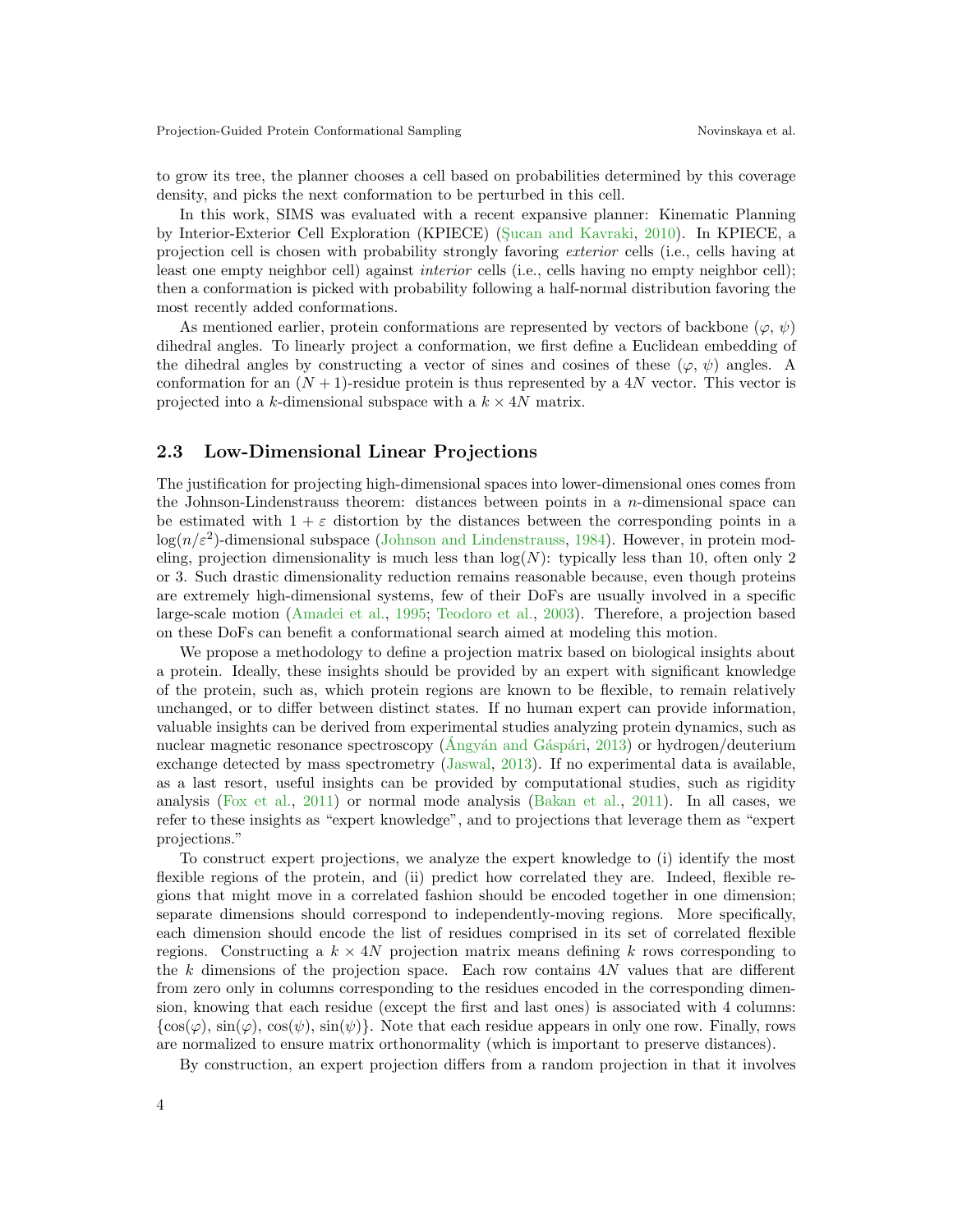to grow its tree, the planner chooses a cell based on probabilities determined by this coverage density, and picks the next conformation to be perturbed in this cell.

In this work, SIMS was evaluated with a recent expansive planner: Kinematic Planning by Interior-Exterior Cell Exploration (KPIECE) (Şucan and Kavraki, 2010). In KPIECE, a projection cell is chosen with probability strongly favoring *exterior* cells (i.e., cells having at least one empty neighbor cell) against *interior* cells (i.e., cells having no empty neighbor cell); then a conformation is picked with probability following a half-normal distribution favoring the most recently added conformations.

As mentioned earlier, protein conformations are represented by vectors of backbone ($\varphi$, $\psi$) dihedral angles. To linearly project a conformation, we first define a Euclidean embedding of the dihedral angles by constructing a vector of sines and cosines of these ($\varphi$, $\psi$) angles. A conformation for an $(N+1)$-residue protein is thus represented by a $4N$ vector. This vector is projected into a $k$-dimensional subspace with a $k \times 4N$ matrix.

## 2.3 Low-Dimensional Linear Projections

The justification for projecting high-dimensional spaces into lower-dimensional ones comes from the Johnson-Lindenstrauss theorem: distances between points in a $n$-dimensional space can be estimated with $1 + \varepsilon$ distortion by the distances between the corresponding points in a $\log(n/\varepsilon^2)$-dimensional subspace (Johnson and Lindenstrauss, 1984). However, in protein modeling, projection dimensionality is much less than $\log(N)$: typically less than 10, often only 2 or 3. Such drastic dimensionality reduction remains reasonable because, even though proteins are extremely high-dimensional systems, few of their DoFs are usually involved in a specific large-scale motion (Amadei et al., 1995; Teodoro et al., 2003). Therefore, a projection based on these DoFs can benefit a conformational search aimed at modeling this motion.

We propose a methodology to define a projection matrix based on biological insights about a protein. Ideally, these insights should be provided by an expert with significant knowledge of the protein, such as, which protein regions are known to be flexible, to remain relatively unchanged, or to differ between distinct states. If no human expert can provide information, valuable insights can be derived from experimental studies analyzing protein dynamics, such as nuclear magnetic resonance spectroscopy (Ángyán and Gáspári, 2013) or hydrogen/deuterium exchange detected by mass spectrometry (Jaswal, 2013). If no experimental data is available, as a last resort, useful insights can be provided by computational studies, such as rigidity analysis (Fox et al., 2011) or normal mode analysis (Bakan et al., 2011). In all cases, we refer to these insights as "expert knowledge", and to projections that leverage them as "expert projections."

To construct expert projections, we analyze the expert knowledge to (i) identify the most flexible regions of the protein, and (ii) predict how correlated they are. Indeed, flexible regions that might move in a correlated fashion should be encoded together in one dimension; separate dimensions should correspond to independently-moving regions. More specifically, each dimension should encode the list of residues comprised in its set of correlated flexible regions. Constructing a $k \times 4N$ projection matrix means defining $k$ rows corresponding to the $k$ dimensions of the projection space. Each row contains $4N$ values that are different from zero only in columns corresponding to the residues encoded in the corresponding dimension, knowing that each residue (except the first and last ones) is associated with 4 columns: $\{\cos(\varphi), \sin(\varphi), \cos(\psi), \sin(\psi)\}$. Note that each residue appears in only one row. Finally, rows are normalized to ensure matrix orthonormality (which is important to preserve distances).

By construction, an expert projection differs from a random projection in that it involves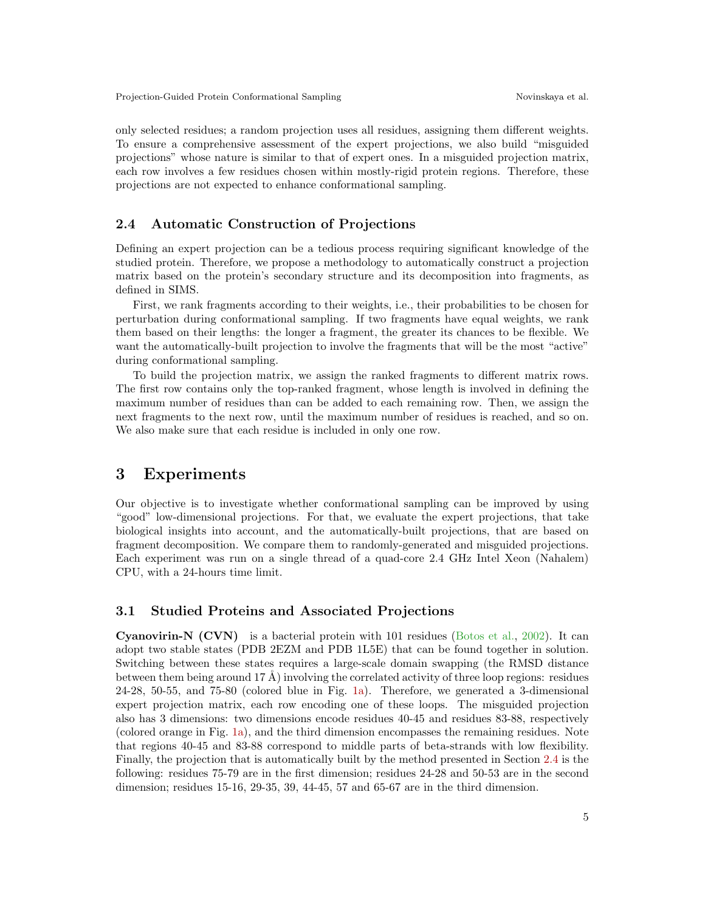only selected residues; a random projection uses all residues, assigning them different weights. To ensure a comprehensive assessment of the expert projections, we also build "misguided projections" whose nature is similar to that of expert ones. In a misguided projection matrix, each row involves a few residues chosen within mostly-rigid protein regions. Therefore, these projections are not expected to enhance conformational sampling.

### 2.4 Automatic Construction of Projections

Defining an expert projection can be a tedious process requiring significant knowledge of the studied protein. Therefore, we propose a methodology to automatically construct a projection matrix based on the protein's secondary structure and its decomposition into fragments, as defined in SIMS.

First, we rank fragments according to their weights, i.e., their probabilities to be chosen for perturbation during conformational sampling. If two fragments have equal weights, we rank them based on their lengths: the longer a fragment, the greater its chances to be flexible. We want the automatically-built projection to involve the fragments that will be the most "active" during conformational sampling.

To build the projection matrix, we assign the ranked fragments to different matrix rows. The first row contains only the top-ranked fragment, whose length is involved in defining the maximum number of residues than can be added to each remaining row. Then, we assign the next fragments to the next row, until the maximum number of residues is reached, and so on. We also make sure that each residue is included in only one row.

## 3 Experiments

Our objective is to investigate whether conformational sampling can be improved by using "good" low-dimensional projections. For that, we evaluate the expert projections, that take biological insights into account, and the automatically-built projections, that are based on fragment decomposition. We compare them to randomly-generated and misguided projections. Each experiment was run on a single thread of a quad-core 2.4 GHz Intel Xeon (Nahalem) CPU, with a 24-hours time limit.

### 3.1 Studied Proteins and Associated Projections

**Cyanovirin-N (CVN)** is a bacterial protein with 101 residues (Botos et al., 2002). It can adopt two stable states (PDB 2EZM and PDB 1L5E) that can be found together in solution. Switching between these states requires a large-scale domain swapping (the RMSD distance between them being around 17 Å) involving the correlated activity of three loop regions: residues 24-28, 50-55, and 75-80 (colored blue in Fig. 1a). Therefore, we generated a 3-dimensional expert projection matrix, each row encoding one of these loops. The misguided projection also has 3 dimensions: two dimensions encode residues 40-45 and residues 83-88, respectively (colored orange in Fig. 1a), and the third dimension encompasses the remaining residues. Note that regions 40-45 and 83-88 correspond to middle parts of beta-strands with low flexibility. Finally, the projection that is automatically built by the method presented in Section 2.4 is the following: residues 75-79 are in the first dimension; residues 24-28 and 50-53 are in the second dimension; residues 15-16, 29-35, 39, 44-45, 57 and 65-67 are in the third dimension.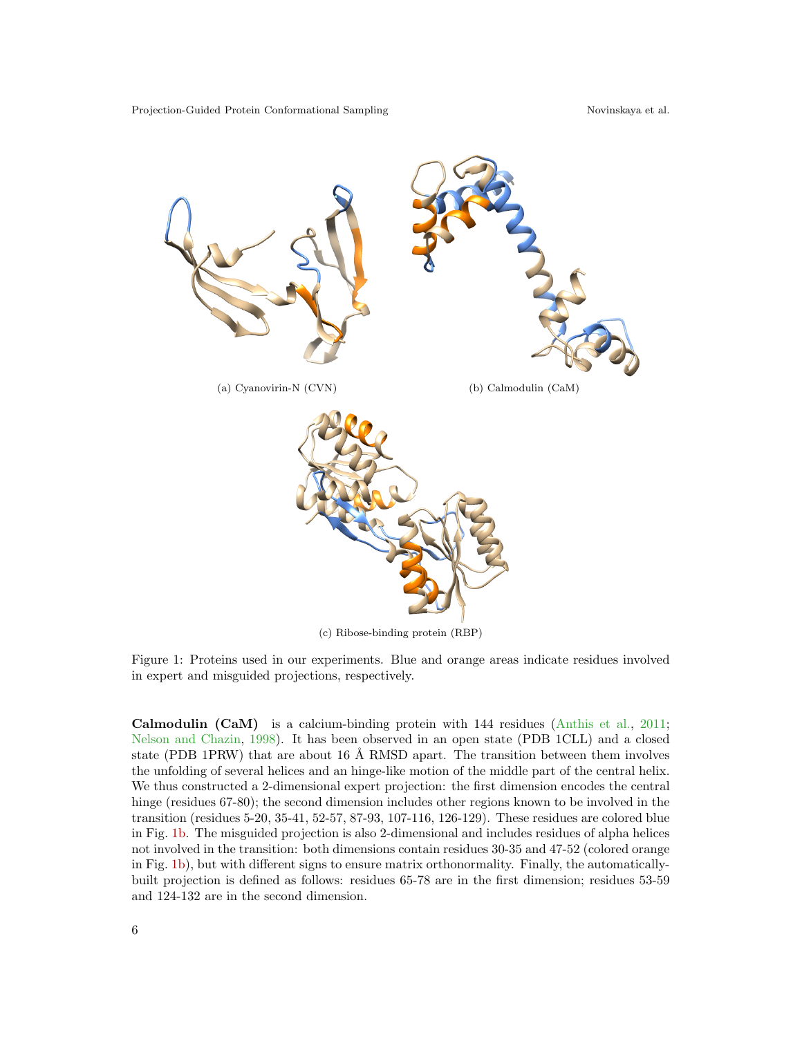(a) Cyanovirin-N (CVN)

(b) Calmodulin (CaM)

(c) Ribose-binding protein (RBP)

Figure 1: Proteins used in our experiments. Blue and orange areas indicate residues involved in expert and misguided projections, respectively.

**Calmodulin (CaM)** is a calcium-binding protein with 144 residues (Anthis et al., 2011; Nelson and Chazin, 1998). It has been observed in an open state (PDB 1CLL) and a closed state (PDB 1PRW) that are about 16 Å RMSD apart. The transition between them involves the unfolding of several helices and an hinge-like motion of the middle part of the central helix. We thus constructed a 2-dimensional expert projection: the first dimension encodes the central hinge (residues 67-80); the second dimension includes other regions known to be involved in the transition (residues 5-20, 35-41, 52-57, 87-93, 107-116, 126-129). These residues are colored blue in Fig. 1b. The misguided projection is also 2-dimensional and includes residues of alpha helices not involved in the transition: both dimensions contain residues 30-35 and 47-52 (colored orange in Fig. 1b), but with different signs to ensure matrix orthonormality. Finally, the automatically-built projection is defined as follows: residues 65-78 are in the first dimension; residues 53-59 and 124-132 are in the second dimension.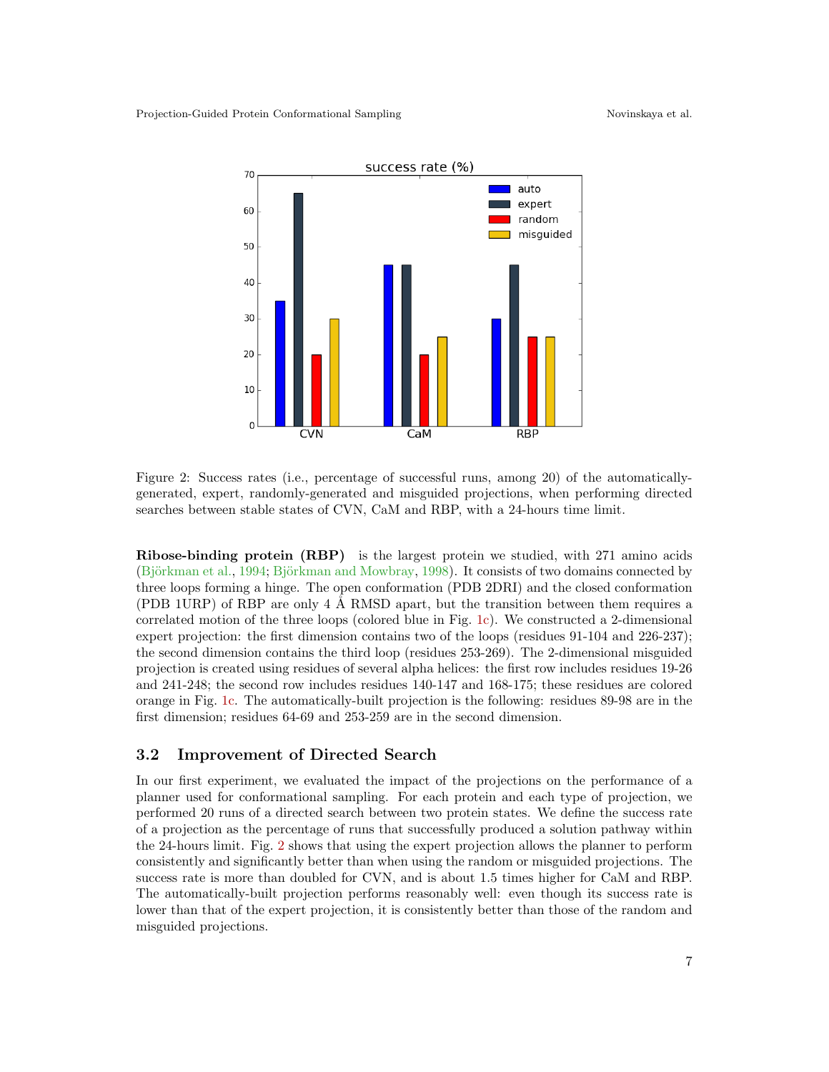Figure 2: Success rates (i.e., percentage of successful runs, among 20) of the automatically-generated, expert, randomly-generated and misguided projections, when performing directed searches between stable states of CVN, CaM and RBP, with a 24-hours time limit.

**Ribose-binding protein (RBP)** is the largest protein we studied, with 271 amino acids (Björkman et al., 1994; Björkman and Mowbray, 1998). It consists of two domains connected by three loops forming a hinge. The open conformation (PDB 2DRI) and the closed conformation (PDB 1URP) of RBP are only 4 Å RMSD apart, but the transition between them requires a correlated motion of the three loops (colored blue in Fig. 1c). We constructed a 2-dimensional expert projection: the first dimension contains two of the loops (residues 91-104 and 226-237); the second dimension contains the third loop (residues 253-269). The 2-dimensional misguided projection is created using residues of several alpha helices: the first row includes residues 19-26 and 241-248; the second row includes residues 140-147 and 168-175; these residues are colored orange in Fig. 1c. The automatically-built projection is the following: residues 89-98 are in the first dimension; residues 64-69 and 253-259 are in the second dimension.

## 3.2 Improvement of Directed Search

In our first experiment, we evaluated the impact of the projections on the performance of a planner used for conformational sampling. For each protein and each type of projection, we performed 20 runs of a directed search between two protein states. We define the success rate of a projection as the percentage of runs that successfully produced a solution pathway within the 24-hours limit. Fig. 2 shows that using the expert projection allows the planner to perform consistently and significantly better than when using the random or misguided projections. The success rate is more than doubled for CVN, and is about 1.5 times higher for CaM and RBP. The automatically-built projection performs reasonably well: even though its success rate is lower than that of the expert projection, it is consistently better than those of the random and misguided projections.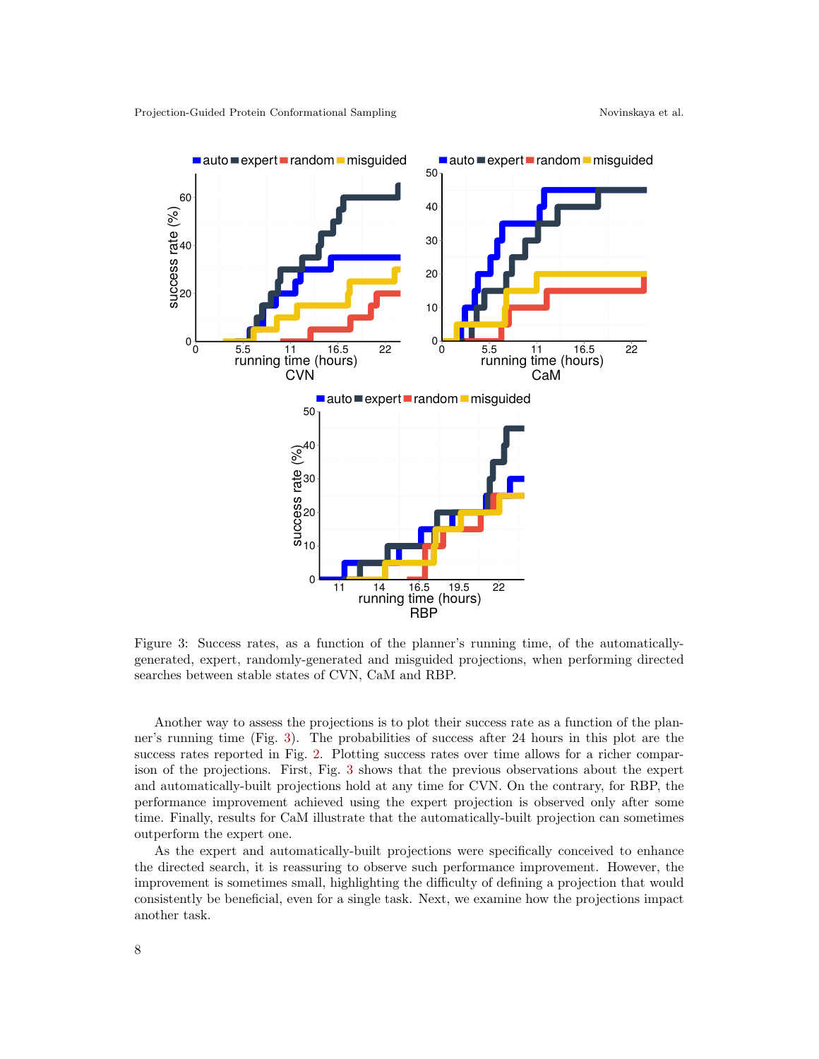Figure 3: Success rates, as a function of the planner's running time, of the automatically-generated, expert, randomly-generated and misguided projections, when performing directed searches between stable states of CVN, CaM and RBP.

Another way to assess the projections is to plot their success rate as a function of the planner's running time (Fig. 3). The probabilities of success after 24 hours in this plot are the success rates reported in Fig. 2. Plotting success rates over time allows for a richer comparison of the projections. First, Fig. 3 shows that the previous observations about the expert and automatically-built projections hold at any time for CVN. On the contrary, for RBP, the performance improvement achieved using the expert projection is observed only after some time. Finally, results for CaM illustrate that the automatically-built projection can sometimes outperform the expert one.

As the expert and automatically-built projections were specifically conceived to enhance the directed search, it is reassuring to observe such performance improvement. However, the improvement is sometimes small, highlighting the difficulty of defining a projection that would consistently be beneficial, even for a single task. Next, we examine how the projections impact another task.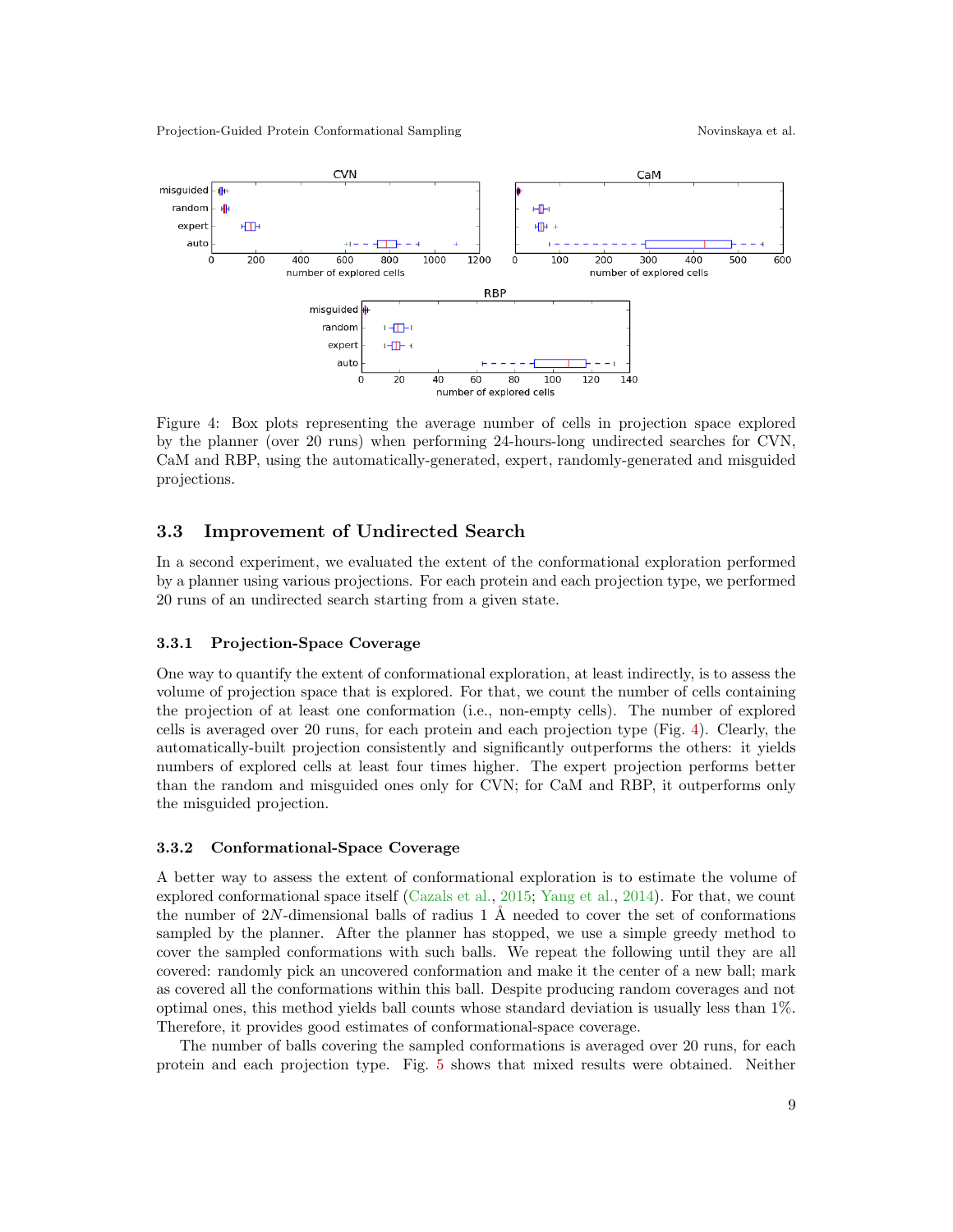Figure 4: Box plots representing the average number of cells in projection space explored by the planner (over 20 runs) when performing 24-hours-long undirected searches for CVN, CaM and RBP, using the automatically-generated, expert, randomly-generated and misguided projections.

## 3.3 Improvement of Undirected Search

In a second experiment, we evaluated the extent of the conformational exploration performed by a planner using various projections. For each protein and each projection type, we performed 20 runs of an undirected search starting from a given state.

### 3.3.1 Projection-Space Coverage

One way to quantify the extent of conformational exploration, at least indirectly, is to assess the volume of projection space that is explored. For that, we count the number of cells containing the projection of at least one conformation (i.e., non-empty cells). The number of explored cells is averaged over 20 runs, for each protein and each projection type (Fig. 4). Clearly, the automatically-built projection consistently and significantly outperforms the others: it yields numbers of explored cells at least four times higher. The expert projection performs better than the random and misguided ones only for CVN; for CaM and RBP, it outperforms only the misguided projection.

### 3.3.2 Conformational-Space Coverage

A better way to assess the extent of conformational exploration is to estimate the volume of explored conformational space itself (Cazals et al., 2015; Yang et al., 2014). For that, we count the number of $2N$-dimensional balls of radius 1 Å needed to cover the set of conformations sampled by the planner. After the planner has stopped, we use a simple greedy method to cover the sampled conformations with such balls. We repeat the following until they are all covered: randomly pick an uncovered conformation and make it the center of a new ball; mark as covered all the conformations within this ball. Despite producing random coverages and not optimal ones, this method yields ball counts whose standard deviation is usually less than 1%. Therefore, it provides good estimates of conformational-space coverage.

The number of balls covering the sampled conformations is averaged over 20 runs, for each protein and each projection type. Fig. 5 shows that mixed results were obtained. Neither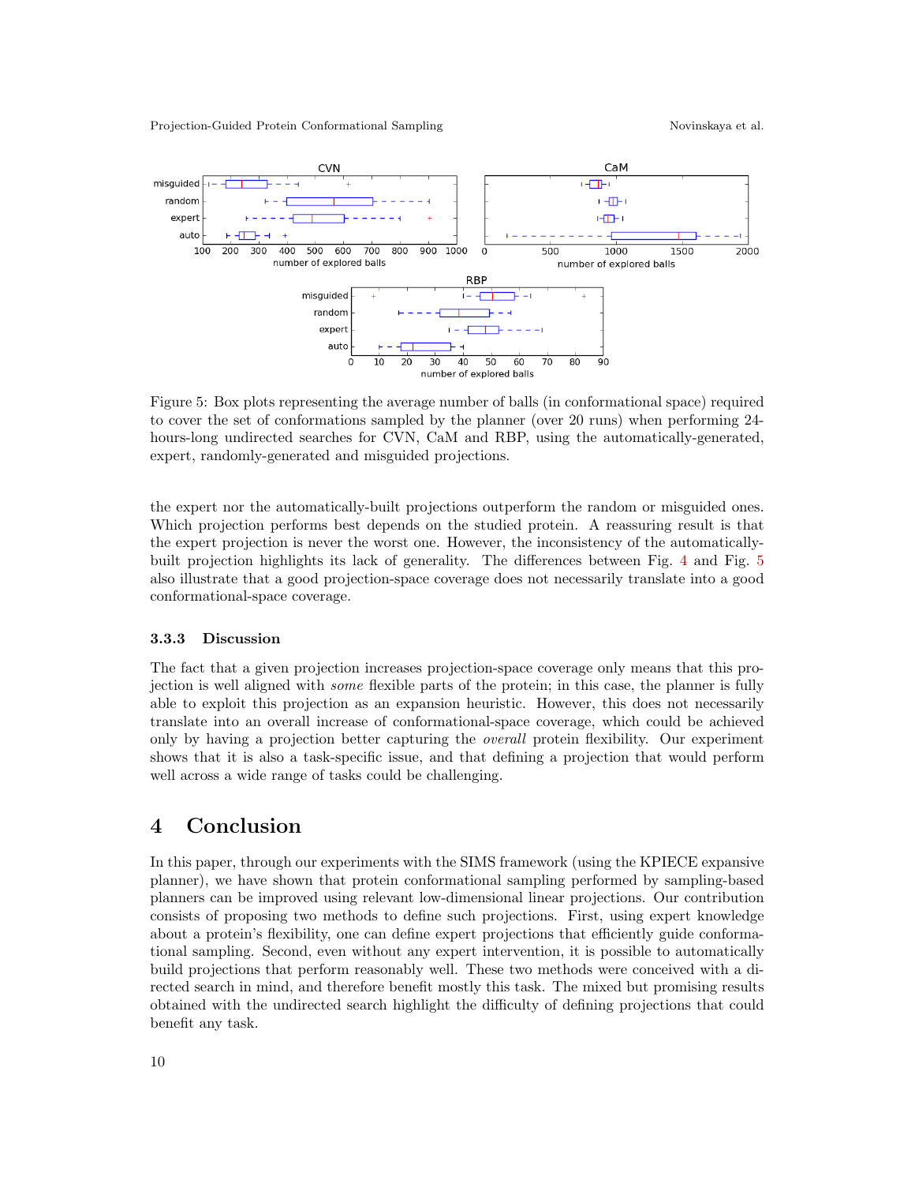Figure 5: Box plots representing the average number of balls (in conformational space) required to cover the set of conformations sampled by the planner (over 20 runs) when performing 24-hours-long undirected searches for CVN, CaM and RBP, using the automatically-generated, expert, randomly-generated and misguided projections.

the expert nor the automatically-built projections outperform the random or misguided ones. Which projection performs best depends on the studied protein. A reassuring result is that the expert projection is never the worst one. However, the inconsistency of the automatically-built projection highlights its lack of generality. The differences between Fig. 4 and Fig. 5 also illustrate that a good projection-space coverage does not necessarily translate into a good conformational-space coverage.

### 3.3.3 Discussion

The fact that a given projection increases projection-space coverage only means that this projection is well aligned with *some* flexible parts of the protein; in this case, the planner is fully able to exploit this projection as an expansion heuristic. However, this does not necessarily translate into an overall increase of conformational-space coverage, which could be achieved only by having a projection better capturing the *overall* protein flexibility. Our experiment shows that it is also a task-specific issue, and that defining a projection that would perform well across a wide range of tasks could be challenging.

# 4 Conclusion

In this paper, through our experiments with the SIMS framework (using the KPIECE expansive planner), we have shown that protein conformational sampling performed by sampling-based planners can be improved using relevant low-dimensional linear projections. Our contribution consists of proposing two methods to define such projections. First, using expert knowledge about a protein's flexibility, one can define expert projections that efficiently guide conformational sampling. Second, even without any expert intervention, it is possible to automatically build projections that perform reasonably well. These two methods were conceived with a directed search in mind, and therefore benefit mostly this task. The mixed but promising results obtained with the undirected search highlight the difficulty of defining projections that could benefit any task.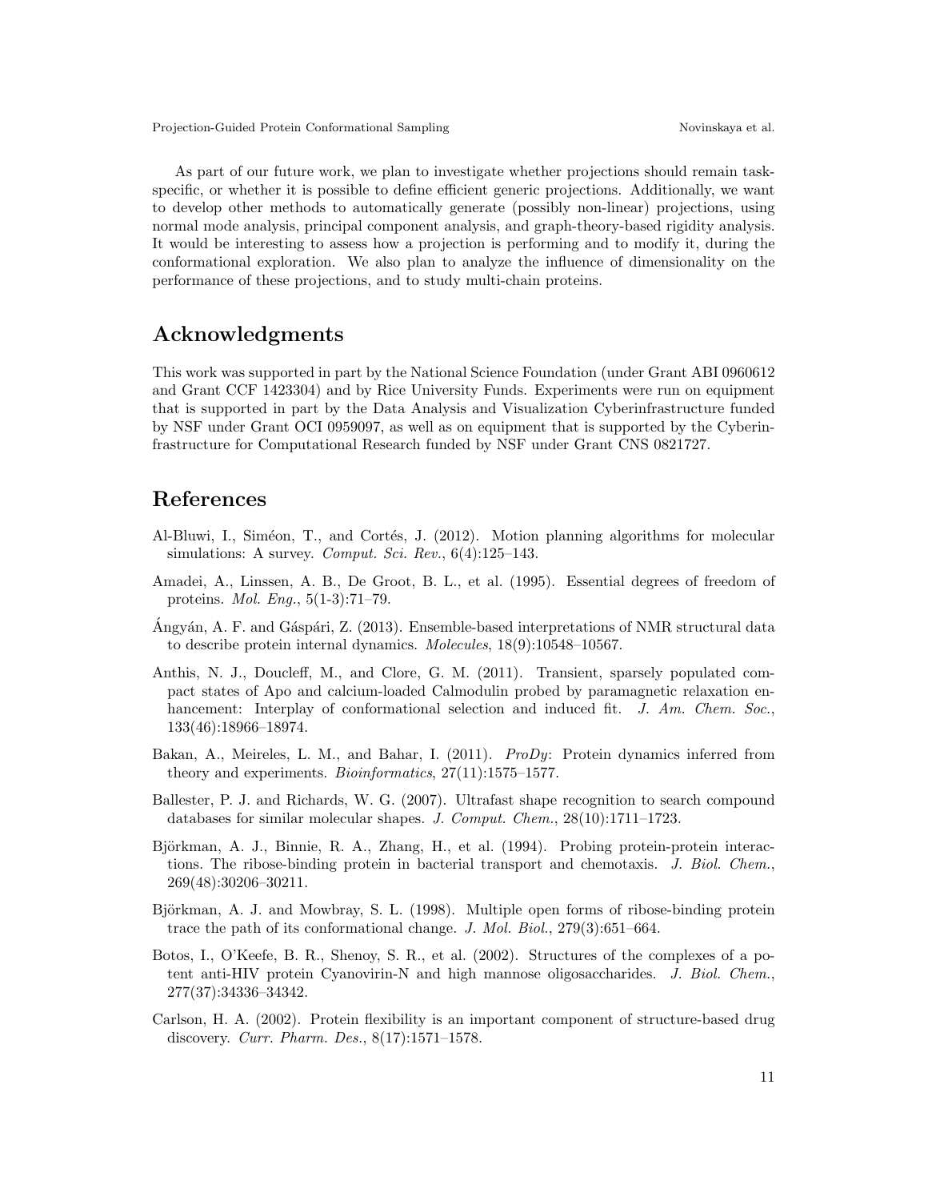As part of our future work, we plan to investigate whether projections should remain task-specific, or whether it is possible to define efficient generic projections. Additionally, we want to develop other methods to automatically generate (possibly non-linear) projections, using normal mode analysis, principal component analysis, and graph-theory-based rigidity analysis. It would be interesting to assess how a projection is performing and to modify it, during the conformational exploration. We also plan to analyze the influence of dimensionality on the performance of these projections, and to study multi-chain proteins.

## Acknowledgments

This work was supported in part by the National Science Foundation (under Grant ABI 0960612 and Grant CCF 1423304) and by Rice University Funds. Experiments were run on equipment that is supported in part by the Data Analysis and Visualization Cyberinfrastructure funded by NSF under Grant OCI 0959097, as well as on equipment that is supported by the Cyberinfrastructure for Computational Research funded by NSF under Grant CNS 0821727.

## References

Al-Bluwi, I., Siméon, T., and Cortés, J. (2012). Motion planning algorithms for molecular simulations: A survey. *Comput. Sci. Rev.*, 6(4):125–143.

Amadei, A., Linssen, A. B., De Groot, B. L., et al. (1995). Essential degrees of freedom of proteins. *Mol. Eng.*, 5(1-3):71–79.

Ángyán, A. F. and Gáspári, Z. (2013). Ensemble-based interpretations of NMR structural data to describe protein internal dynamics. *Molecules*, 18(9):10548–10567.

Anthis, N. J., Doucleff, M., and Clore, G. M. (2011). Transient, sparsely populated compact states of Apo and calcium-loaded Calmodulin probed by paramagnetic relaxation enhancement: Interplay of conformational selection and induced fit. *J. Am. Chem. Soc.*, 133(46):18966–18974.

Bakan, A., Meireles, L. M., and Bahar, I. (2011). *ProDy*: Protein dynamics inferred from theory and experiments. *Bioinformatics*, 27(11):1575–1577.

Ballester, P. J. and Richards, W. G. (2007). Ultrafast shape recognition to search compound databases for similar molecular shapes. *J. Comput. Chem.*, 28(10):1711–1723.

Björkman, A. J., Binnie, R. A., Zhang, H., et al. (1994). Probing protein-protein interactions. The ribose-binding protein in bacterial transport and chemotaxis. *J. Biol. Chem.*, 269(48):30206–30211.

Björkman, A. J. and Mowbray, S. L. (1998). Multiple open forms of ribose-binding protein trace the path of its conformational change. *J. Mol. Biol.*, 279(3):651–664.

Botos, I., O'Keefe, B. R., Shenoy, S. R., et al. (2002). Structures of the complexes of a potent anti-HIV protein Cyanovirin-N and high mannose oligosaccharides. *J. Biol. Chem.*, 277(37):34336–34342.

Carlson, H. A. (2002). Protein flexibility is an important component of structure-based drug discovery. *Curr. Pharm. Des.*, 8(17):1571–1578.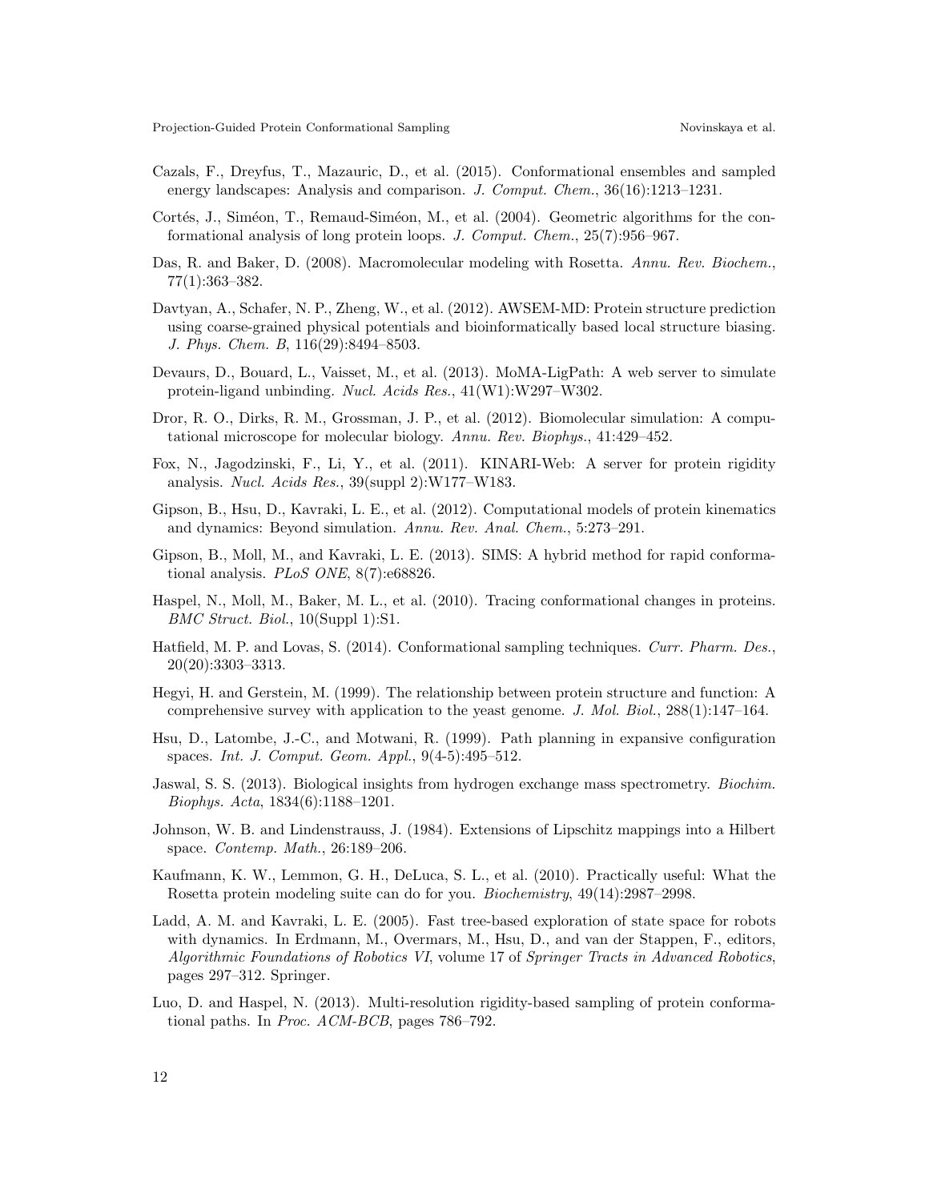Cazals, F., Dreyfus, T., Mazauric, D., et al. (2015). Conformational ensembles and sampled energy landscapes: Analysis and comparison. *J. Comput. Chem.*, 36(16):1213–1231.

Cortés, J., Siméon, T., Remaud-Siméon, M., et al. (2004). Geometric algorithms for the conformational analysis of long protein loops. *J. Comput. Chem.*, 25(7):956–967.

Das, R. and Baker, D. (2008). Macromolecular modeling with Rosetta. *Annu. Rev. Biochem.*, 77(1):363–382.

Davtyan, A., Schafer, N. P., Zheng, W., et al. (2012). AWSEM-MD: Protein structure prediction using coarse-grained physical potentials and bioinformatically based local structure biasing. *J. Phys. Chem. B*, 116(29):8494–8503.

Devaurs, D., Bouard, L., Vaisset, M., et al. (2013). MoMA-LigPath: A web server to simulate protein-ligand unbinding. *Nucl. Acids Res.*, 41(W1):W297–W302.

Dror, R. O., Dirks, R. M., Grossman, J. P., et al. (2012). Biomolecular simulation: A computational microscope for molecular biology. *Annu. Rev. Biophys.*, 41:429–452.

Fox, N., Jagodzinski, F., Li, Y., et al. (2011). KINARI-Web: A server for protein rigidity analysis. *Nucl. Acids Res.*, 39(suppl 2):W177–W183.

Gipson, B., Hsu, D., Kavraki, L. E., et al. (2012). Computational models of protein kinematics and dynamics: Beyond simulation. *Annu. Rev. Anal. Chem.*, 5:273–291.

Gipson, B., Moll, M., and Kavraki, L. E. (2013). SIMS: A hybrid method for rapid conformational analysis. *PLoS ONE*, 8(7):e68826.

Haspel, N., Moll, M., Baker, M. L., et al. (2010). Tracing conformational changes in proteins. *BMC Struct. Biol.*, 10(Suppl 1):S1.

Hatfield, M. P. and Lovas, S. (2014). Conformational sampling techniques. *Curr. Pharm. Des.*, 20(20):3303–3313.

Hegyi, H. and Gerstein, M. (1999). The relationship between protein structure and function: A comprehensive survey with application to the yeast genome. *J. Mol. Biol.*, 288(1):147–164.

Hsu, D., Latombe, J.-C., and Motwani, R. (1999). Path planning in expansive configuration spaces. *Int. J. Comput. Geom. Appl.*, 9(4-5):495–512.

Jaswal, S. S. (2013). Biological insights from hydrogen exchange mass spectrometry. *Biochim. Biophys. Acta*, 1834(6):1188–1201.

Johnson, W. B. and Lindenstrauss, J. (1984). Extensions of Lipschitz mappings into a Hilbert space. *Contemp. Math.*, 26:189–206.

Kaufmann, K. W., Lemmon, G. H., DeLuca, S. L., et al. (2010). Practically useful: What the Rosetta protein modeling suite can do for you. *Biochemistry*, 49(14):2987–2998.

Ladd, A. M. and Kavraki, L. E. (2005). Fast tree-based exploration of state space for robots with dynamics. In Erdmann, M., Overmars, M., Hsu, D., and van der Stappen, F., editors, *Algorithmic Foundations of Robotics VI*, volume 17 of *Springer Tracts in Advanced Robotics*, pages 297–312. Springer.

Luo, D. and Haspel, N. (2013). Multi-resolution rigidity-based sampling of protein conformational paths. In *Proc. ACM-BCB*, pages 786–792.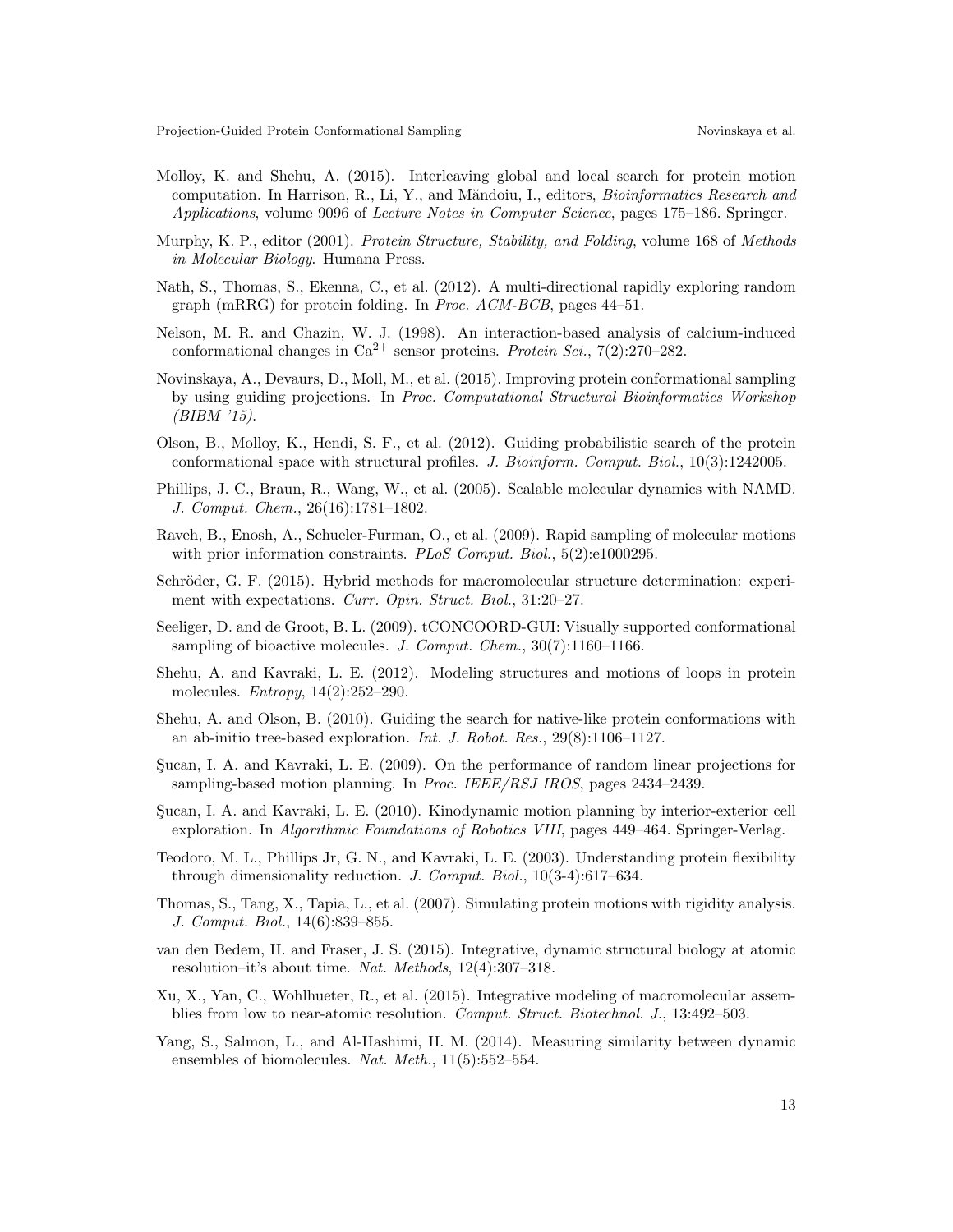Molloy, K. and Shehu, A. (2015). Interleaving global and local search for protein motion computation. In Harrison, R., Li, Y., and Măndoiu, I., editors, *Bioinformatics Research and Applications*, volume 9096 of *Lecture Notes in Computer Science*, pages 175–186. Springer.

Murphy, K. P., editor (2001). *Protein Structure, Stability, and Folding*, volume 168 of *Methods in Molecular Biology*. Humana Press.

Nath, S., Thomas, S., Ekenna, C., et al. (2012). A multi-directional rapidly exploring random graph (mRRG) for protein folding. In *Proc. ACM-BCB*, pages 44–51.

Nelson, M. R. and Chazin, W. J. (1998). An interaction-based analysis of calcium-induced conformational changes in $Ca^{2+}$ sensor proteins. *Protein Sci.*, 7(2):270–282.

Novinskaya, A., Devaurs, D., Moll, M., et al. (2015). Improving protein conformational sampling by using guiding projections. In *Proc. Computational Structural Bioinformatics Workshop (BIBM '15)*.

Olson, B., Molloy, K., Hendi, S. F., et al. (2012). Guiding probabilistic search of the protein conformational space with structural profiles. *J. Bioinform. Comput. Biol.*, 10(3):1242005.

Phillips, J. C., Braun, R., Wang, W., et al. (2005). Scalable molecular dynamics with NAMD. *J. Comput. Chem.*, 26(16):1781–1802.

Raveh, B., Enosh, A., Schueler-Furman, O., et al. (2009). Rapid sampling of molecular motions with prior information constraints. *PLoS Comput. Biol.*, 5(2):e1000295.

Schröder, G. F. (2015). Hybrid methods for macromolecular structure determination: experiment with expectations. *Curr. Opin. Struct. Biol.*, 31:20–27.

Seeliger, D. and de Groot, B. L. (2009). tCONCOORD-GUI: Visually supported conformational sampling of bioactive molecules. *J. Comput. Chem.*, 30(7):1160–1166.

Shehu, A. and Kavraki, L. E. (2012). Modeling structures and motions of loops in protein molecules. *Entropy*, 14(2):252–290.

Shehu, A. and Olson, B. (2010). Guiding the search for native-like protein conformations with an ab-initio tree-based exploration. *Int. J. Robot. Res.*, 29(8):1106–1127.

Şucan, I. A. and Kavraki, L. E. (2009). On the performance of random linear projections for sampling-based motion planning. In *Proc. IEEE/RSJ IROS*, pages 2434–2439.

Şucan, I. A. and Kavraki, L. E. (2010). Kinodynamic motion planning by interior-exterior cell exploration. In *Algorithmic Foundations of Robotics VIII*, pages 449–464. Springer-Verlag.

Teodoro, M. L., Phillips Jr, G. N., and Kavraki, L. E. (2003). Understanding protein flexibility through dimensionality reduction. *J. Comput. Biol.*, 10(3-4):617–634.

Thomas, S., Tang, X., Tapia, L., et al. (2007). Simulating protein motions with rigidity analysis. *J. Comput. Biol.*, 14(6):839–855.

van den Bedem, H. and Fraser, J. S. (2015). Integrative, dynamic structural biology at atomic resolution–it's about time. *Nat. Methods*, 12(4):307–318.

Xu, X., Yan, C., Wohlhueter, R., et al. (2015). Integrative modeling of macromolecular assemblies from low to near-atomic resolution. *Comput. Struct. Biotechnol. J.*, 13:492–503.

Yang, S., Salmon, L., and Al-Hashimi, H. M. (2014). Measuring similarity between dynamic ensembles of biomolecules. *Nat. Meth.*, 11(5):552–554.